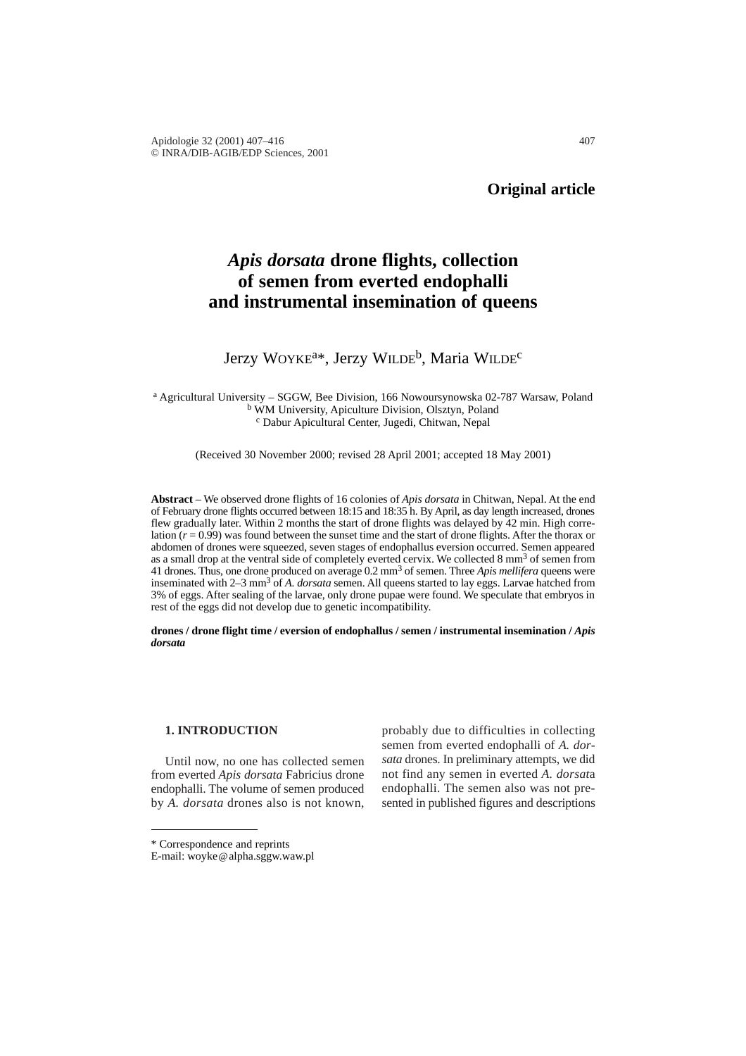**Original article**

# *Apis dorsata* drone flights, collection of semen from everted endophalli and instrumental insemination of queens

Jerzy WOYKE[a]*, Jerzy WILDE[b], Maria WILDE[c]

[a] Agricultural University – SGGW, Bee Division, 166 Nowoursynowska 02-787 Warsaw, Poland
[b] WM University, Apiculture Division, Olsztyn, Poland
[c] Dabur Apicultural Center, Jugedi, Chitwan, Nepal

(Received 30 November 2000; revised 28 April 2001; accepted 18 May 2001)

**Abstract** – We observed drone flights of 16 colonies of *Apis dorsata* in Chitwan, Nepal. At the end of February drone flights occurred between 18:15 and 18:35 h. By April, as day length increased, drones flew gradually later. Within 2 months the start of drone flights was delayed by 42 min. High correlation ($r = 0.99$) was found between the sunset time and the start of drone flights. After the thorax or abdomen of drones were squeezed, seven stages of endophallus eversion occurred. Semen appeared as a small drop at the ventral side of completely everted cervix. We collected 8 $mm^3$ of semen from 41 drones. Thus, one drone produced on average 0.2 $mm^3$ of semen. Three *Apis mellifera* queens were inseminated with 2–3 $mm^3$ of *A. dorsata* semen. All queens started to lay eggs. Larvae hatched from 3% of eggs. After sealing of the larvae, only drone pupae were found. We speculate that embryos in rest of the eggs did not develop due to genetic incompatibility.

**drones / drone flight time / eversion of endophallus / semen / instrumental insemination / *Apis dorsata***

## 1. INTRODUCTION

Until now, no one has collected semen from everted *Apis dorsata* Fabricius drone endophalli. The volume of semen produced by *A. dorsata* drones also is not known, probably due to difficulties in collecting semen from everted endophalli of *A. dorsata* drones. In preliminary attempts, we did not find any semen in everted *A. dorsata* endophalli. The semen also was not presented in published figures and descriptions

\* Correspondence and reprints
E-mail: woyke@alpha.sggw.waw.pl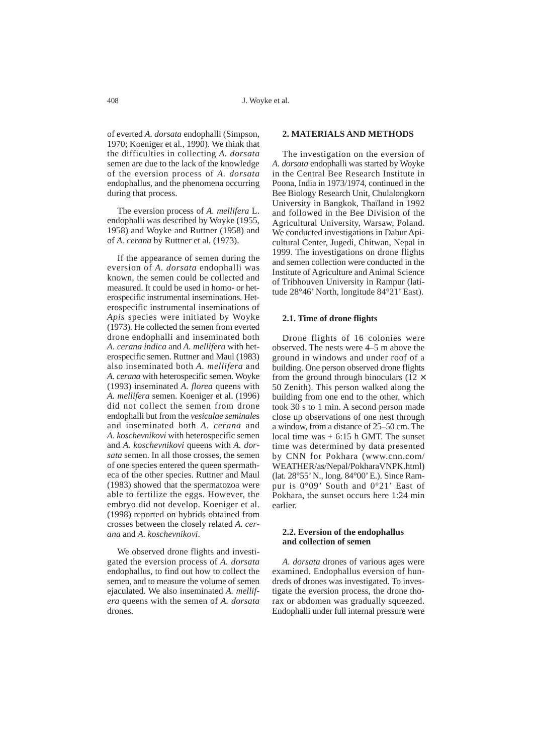of everted *A. dorsata* endophalli (Simpson, 1970; Koeniger et al., 1990). We think that the difficulties in collecting *A. dorsata* semen are due to the lack of the knowledge of the eversion process of *A. dorsata* endophallus, and the phenomena occurring during that process.

The eversion process of *A. mellifera* L. endophalli was described by Woyke (1955, 1958) and Woyke and Ruttner (1958) and of *A. cerana* by Ruttner et al. (1973).

If the appearance of semen during the eversion of *A. dorsata* endophalli was known, the semen could be collected and measured. It could be used in homo- or heterospecific instrumental inseminations. Heterospecific instrumental inseminations of *Apis* species were initiated by Woyke (1973). He collected the semen from everted drone endophalli and inseminated both *A. cerana indica* and *A. mellifera* with heterospecific semen. Ruttner and Maul (1983) also inseminated both *A. mellifera* and *A. cerana* with heterospecific semen. Woyke (1993) inseminated *A. florea* queens with *A. mellifera* semen. Koeniger et al. (1996) did not collect the semen from drone endophalli but from the *vesiculae seminales* and inseminated both *A. cerana* and *A. koschevnikovi* with heterospecific semen and *A. koschevnikovi* queens with *A. dorsata* semen. In all those crosses, the semen of one species entered the queen spermatheca of the other species. Ruttner and Maul (1983) showed that the spermatozoa were able to fertilize the eggs. However, the embryo did not develop. Koeniger et al. (1998) reported on hybrids obtained from crosses between the closely related *A. cerana* and *A. koschevnikovi*.

We observed drone flights and investigated the eversion process of *A. dorsata* endophallus, to find out how to collect the semen, and to measure the volume of semen ejaculated. We also inseminated *A. mellifera* queens with the semen of *A. dorsata* drones.

## 2. MATERIALS AND METHODS

The investigation on the eversion of *A. dorsata* endophalli was started by Woyke in the Central Bee Research Institute in Poona, India in 1973/1974, continued in the Bee Biology Research Unit, Chulalongkorn University in Bangkok, Thaïland in 1992 and followed in the Bee Division of the Agricultural University, Warsaw, Poland. We conducted investigations in Dabur Apicultural Center, Jugedi, Chitwan, Nepal in 1999. The investigations on drone flights and semen collection were conducted in the Institute of Agriculture and Animal Science of Tribhouven University in Rampur (latitude 28°46' North, longitude 84°21' East).

### 2.1. Time of drone flights

Drone flights of 16 colonies were observed. The nests were 4–5 m above the ground in windows and under roof of a building. One person observed drone flights from the ground through binoculars (12 × 50 Zenith). This person walked along the building from one end to the other, which took 30 s to 1 min. A second person made close up observations of one nest through a window, from a distance of 25–50 cm. The local time was + 6:15 h GMT. The sunset time was determined by data presented by CNN for Pokhara (www.cnn.com/WEATHER/as/Nepal/PokharaVNPK.html) (lat. 28°55' N., long. 84°00' E.). Since Rampur is 0°09' South and 0°21' East of Pokhara, the sunset occurs here 1:24 min earlier.

### 2.2. Eversion of the endophallus and collection of semen

*A. dorsata* drones of various ages were examined. Endophallus eversion of hundreds of drones was investigated. To investigate the eversion process, the drone thorax or abdomen was gradually squeezed. Endophalli under full internal pressure were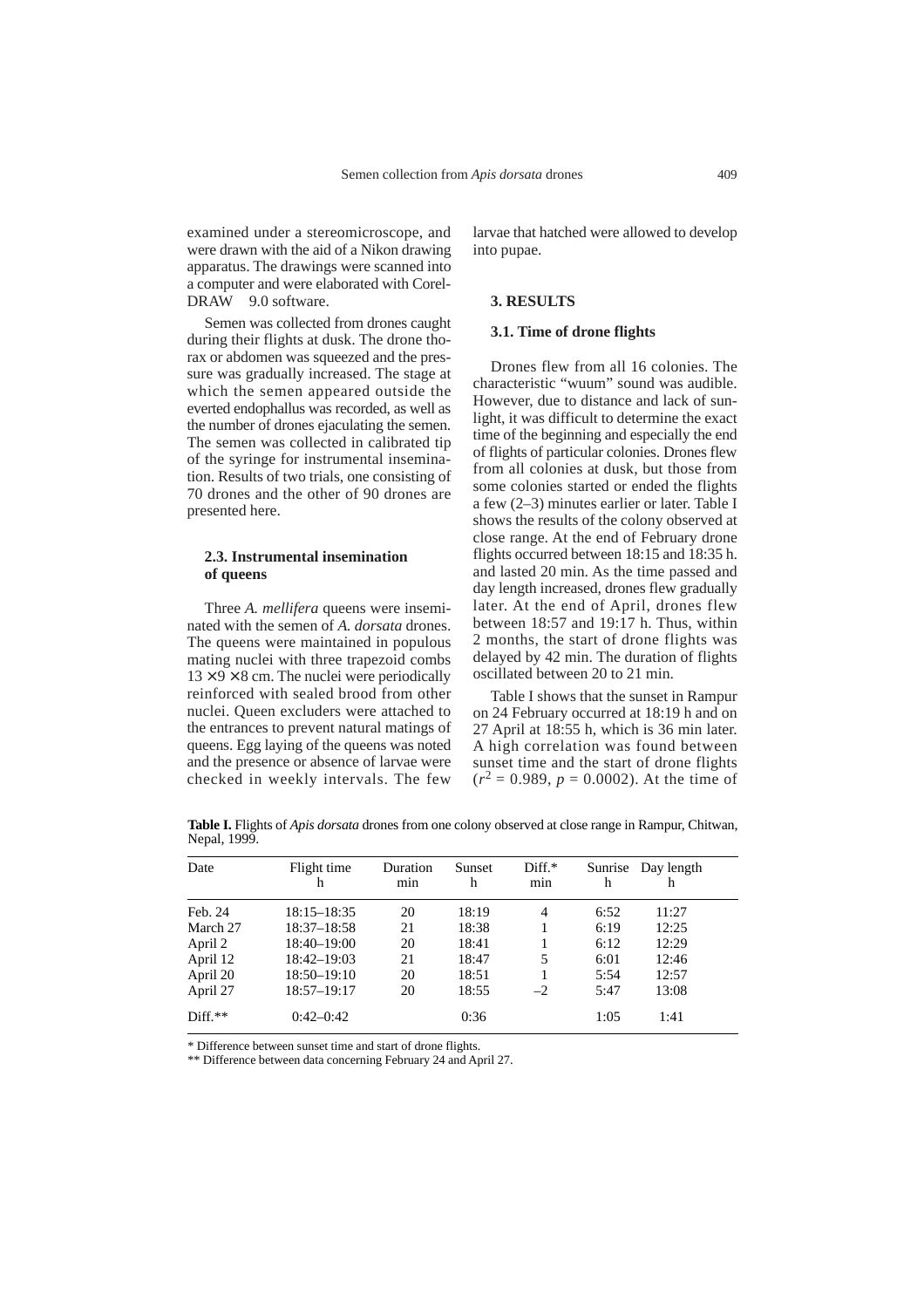examined under a stereomicroscope, and were drawn with the aid of a Nikon drawing apparatus. The drawings were scanned into a computer and were elaborated with Corel-DRAW 9.0 software.

Semen was collected from drones caught during their flights at dusk. The drone thorax or abdomen was squeezed and the pressure was gradually increased. The stage at which the semen appeared outside the everted endophallus was recorded, as well as the number of drones ejaculating the semen. The semen was collected in calibrated tip of the syringe for instrumental insemination. Results of two trials, one consisting of 70 drones and the other of 90 drones are presented here.

### 2.3. Instrumental insemination of queens

Three *A. mellifera* queens were inseminated with the semen of *A. dorsata* drones. The queens were maintained in populous mating nuclei with three trapezoid combs $13 \times 9 \times 8$ cm. The nuclei were periodically reinforced with sealed brood from other nuclei. Queen excluders were attached to the entrances to prevent natural matings of queens. Egg laying of the queens was noted and the presence or absence of larvae were checked in weekly intervals. The few larvae that hatched were allowed to develop into pupae.

## 3. RESULTS

### 3.1. Time of drone flights

Drones flew from all 16 colonies. The characteristic "wuum" sound was audible. However, due to distance and lack of sunlight, it was difficult to determine the exact time of the beginning and especially the end of flights of particular colonies. Drones flew from all colonies at dusk, but those from some colonies started or ended the flights a few (2–3) minutes earlier or later. Table I shows the results of the colony observed at close range. At the end of February drone flights occurred between 18:15 and 18:35 h. and lasted 20 min. As the time passed and day length increased, drones flew gradually later. At the end of April, drones flew between 18:57 and 19:17 h. Thus, within 2 months, the start of drone flights was delayed by 42 min. The duration of flights oscillated between 20 to 21 min.

Table I shows that the sunset in Rampur on 24 February occurred at 18:19 h and on 27 April at 18:55 h, which is 36 min later. A high correlation was found between sunset time and the start of drone flights ($r^2 = 0.989$, $p = 0.0002$). At the time of

**Table I.** Flights of *Apis dorsata* drones from one colony observed at close range in Rampur, Chitwan, Nepal, 1999.

| Date | Flight time h | Duration min | Sunset h | Diff.* min | Sunrise h | Day length h |
|---|---|---|---|---|---|---|
| Feb. 24 | 18:15–18:35 | 20 | 18:19 | 4 | 6:52 | 11:27 |
| March 27 | 18:37–18:58 | 21 | 18:38 | 1 | 6:19 | 12:25 |
| April 2 | 18:40–19:00 | 20 | 18:41 | 1 | 6:12 | 12:29 |
| April 12 | 18:42–19:03 | 21 | 18:47 | 5 | 6:01 | 12:46 |
| April 20 | 18:50–19:10 | 20 | 18:51 | 1 | 5:54 | 12:57 |
| April 27 | 18:57–19:17 | 20 | 18:55 | –2 | 5:47 | 13:08 |
| Diff.** | 0:42–0:42 | | 0:36 | | 1:05 | 1:41 |

\* Difference between sunset time and start of drone flights.
\*\* Difference between data concerning February 24 and April 27.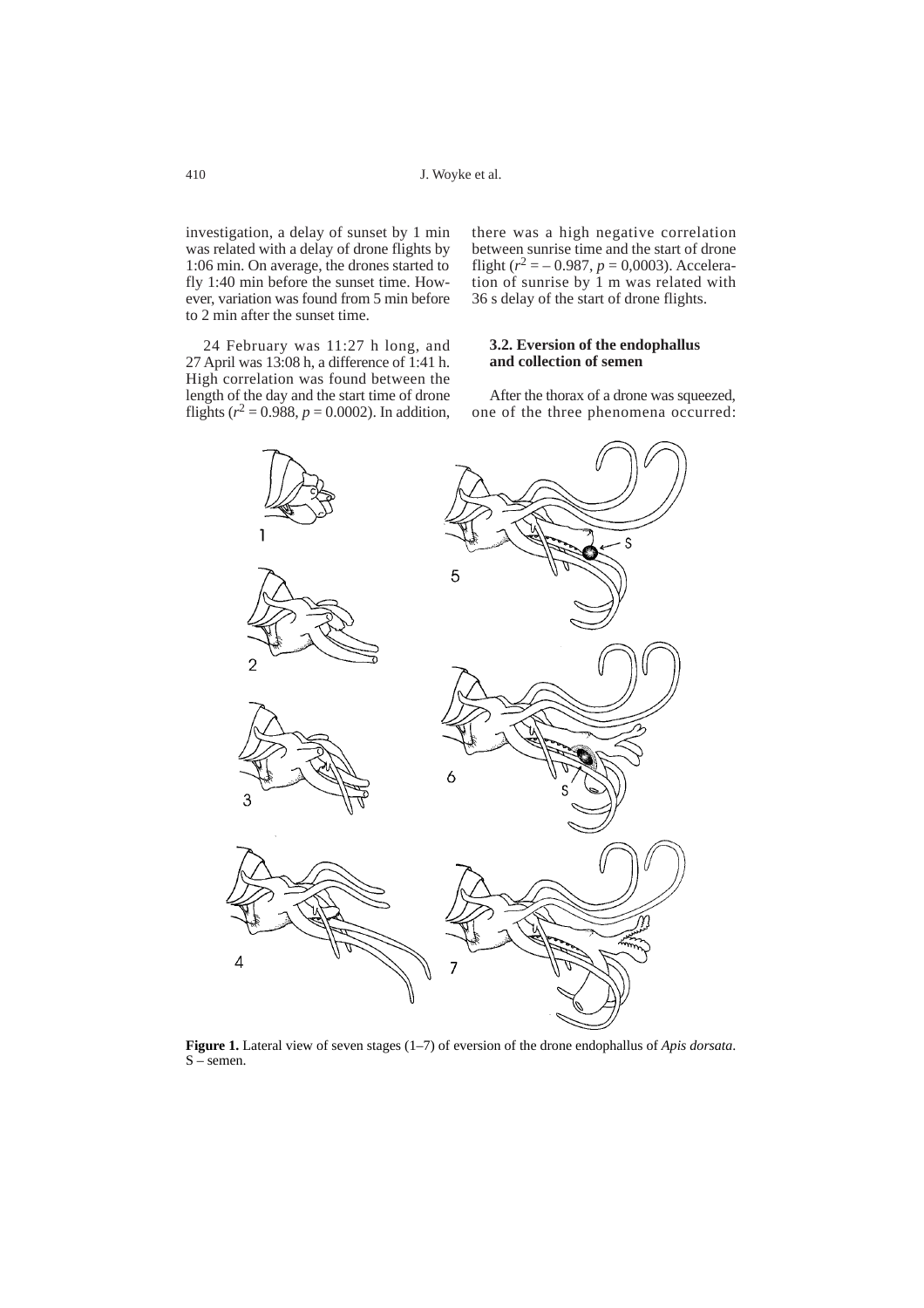investigation, a delay of sunset by 1 min was related with a delay of drone flights by 1:06 min. On average, the drones started to fly 1:40 min before the sunset time. However, variation was found from 5 min before to 2 min after the sunset time.

24 February was 11:27 h long, and 27 April was 13:08 h, a difference of 1:41 h. High correlation was found between the length of the day and the start time of drone flights ($r^2 = 0.988$, $p = 0.0002$). In addition, there was a high negative correlation between sunrise time and the start of drone flight ($r^2 = -0.987$, $p = 0{,}0003$). Acceleration of sunrise by 1 m was related with 36 s delay of the start of drone flights.

### 3.2. Eversion of the endophallus and collection of semen

After the thorax of a drone was squeezed, one of the three phenomena occurred:

**Figure 1.** Lateral view of seven stages (1–7) of eversion of the drone endophallus of *Apis dorsata*. S – semen.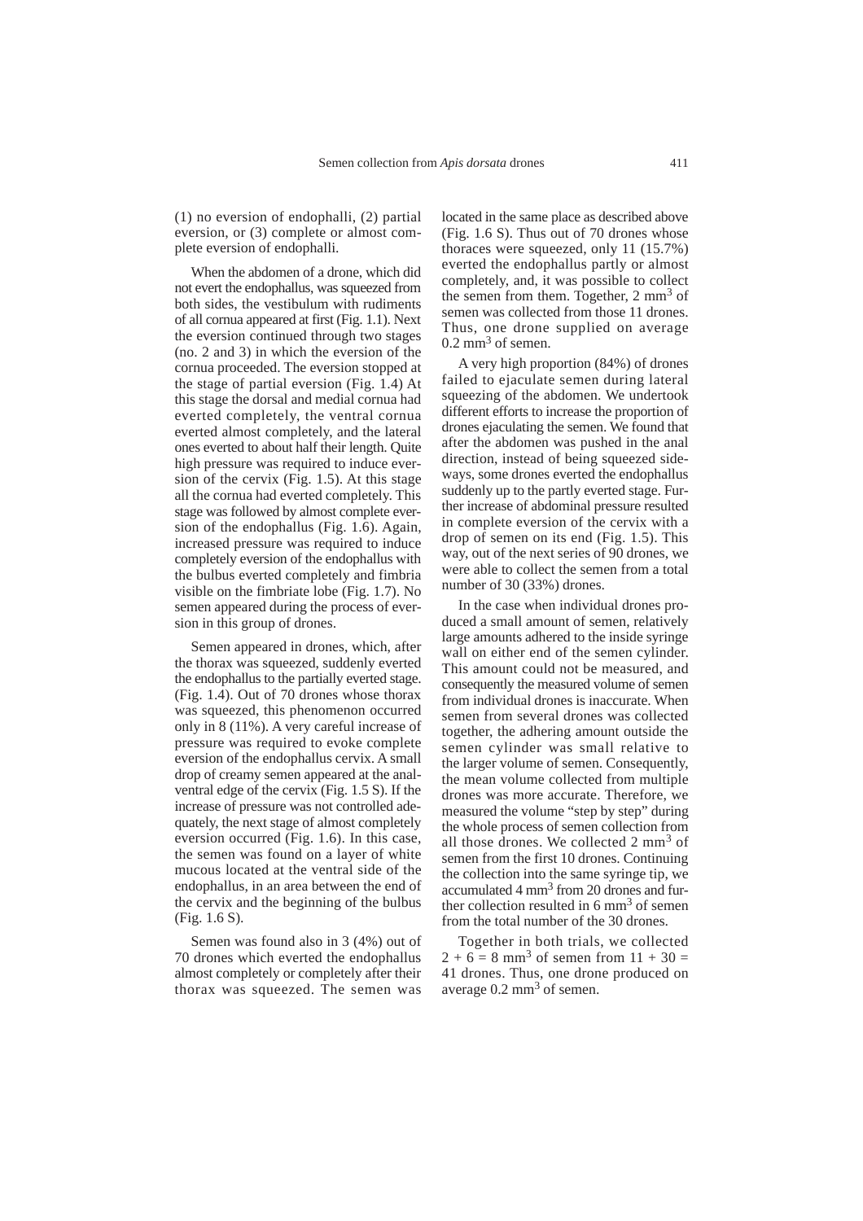(1) no eversion of endophalli, (2) partial eversion, or (3) complete or almost complete eversion of endophalli.

When the abdomen of a drone, which did not evert the endophallus, was squeezed from both sides, the vestibulum with rudiments of all cornua appeared at first (Fig. 1.1). Next the eversion continued through two stages (no. 2 and 3) in which the eversion of the cornua proceeded. The eversion stopped at the stage of partial eversion (Fig. 1.4) At this stage the dorsal and medial cornua had everted completely, the ventral cornua everted almost completely, and the lateral ones everted to about half their length. Quite high pressure was required to induce eversion of the cervix (Fig. 1.5). At this stage all the cornua had everted completely. This stage was followed by almost complete eversion of the endophallus (Fig. 1.6). Again, increased pressure was required to induce completely eversion of the endophallus with the bulbus everted completely and fimbria visible on the fimbriate lobe (Fig. 1.7). No semen appeared during the process of eversion in this group of drones.

Semen appeared in drones, which, after the thorax was squeezed, suddenly everted the endophallus to the partially everted stage. (Fig. 1.4). Out of 70 drones whose thorax was squeezed, this phenomenon occurred only in 8 (11%). A very careful increase of pressure was required to evoke complete eversion of the endophallus cervix. A small drop of creamy semen appeared at the anal-ventral edge of the cervix (Fig. 1.5 S). If the increase of pressure was not controlled adequately, the next stage of almost completely eversion occurred (Fig. 1.6). In this case, the semen was found on a layer of white mucous located at the ventral side of the endophallus, in an area between the end of the cervix and the beginning of the bulbus (Fig. 1.6 S).

Semen was found also in 3 (4%) out of 70 drones which everted the endophallus almost completely or completely after their thorax was squeezed. The semen was located in the same place as described above (Fig. 1.6 S). Thus out of 70 drones whose thoraces were squeezed, only 11 (15.7%) everted the endophallus partly or almost completely, and, it was possible to collect the semen from them. Together, 2 mm$^3$ of semen was collected from those 11 drones. Thus, one drone supplied on average 0.2 mm$^3$ of semen.

A very high proportion (84%) of drones failed to ejaculate semen during lateral squeezing of the abdomen. We undertook different efforts to increase the proportion of drones ejaculating the semen. We found that after the abdomen was pushed in the anal direction, instead of being squeezed sideways, some drones everted the endophallus suddenly up to the partly everted stage. Further increase of abdominal pressure resulted in complete eversion of the cervix with a drop of semen on its end (Fig. 1.5). This way, out of the next series of 90 drones, we were able to collect the semen from a total number of 30 (33%) drones.

In the case when individual drones produced a small amount of semen, relatively large amounts adhered to the inside syringe wall on either end of the semen cylinder. This amount could not be measured, and consequently the measured volume of semen from individual drones is inaccurate. When semen from several drones was collected together, the adhering amount outside the semen cylinder was small relative to the larger volume of semen. Consequently, the mean volume collected from multiple drones was more accurate. Therefore, we measured the volume "step by step" during the whole process of semen collection from all those drones. We collected 2 mm$^3$ of semen from the first 10 drones. Continuing the collection into the same syringe tip, we accumulated 4 mm$^3$ from 20 drones and further collection resulted in 6 mm$^3$ of semen from the total number of the 30 drones.

Together in both trials, we collected $2 + 6 = 8$ mm$^3$ of semen from $11 + 30 = 41$ drones. Thus, one drone produced on average 0.2 mm$^3$ of semen.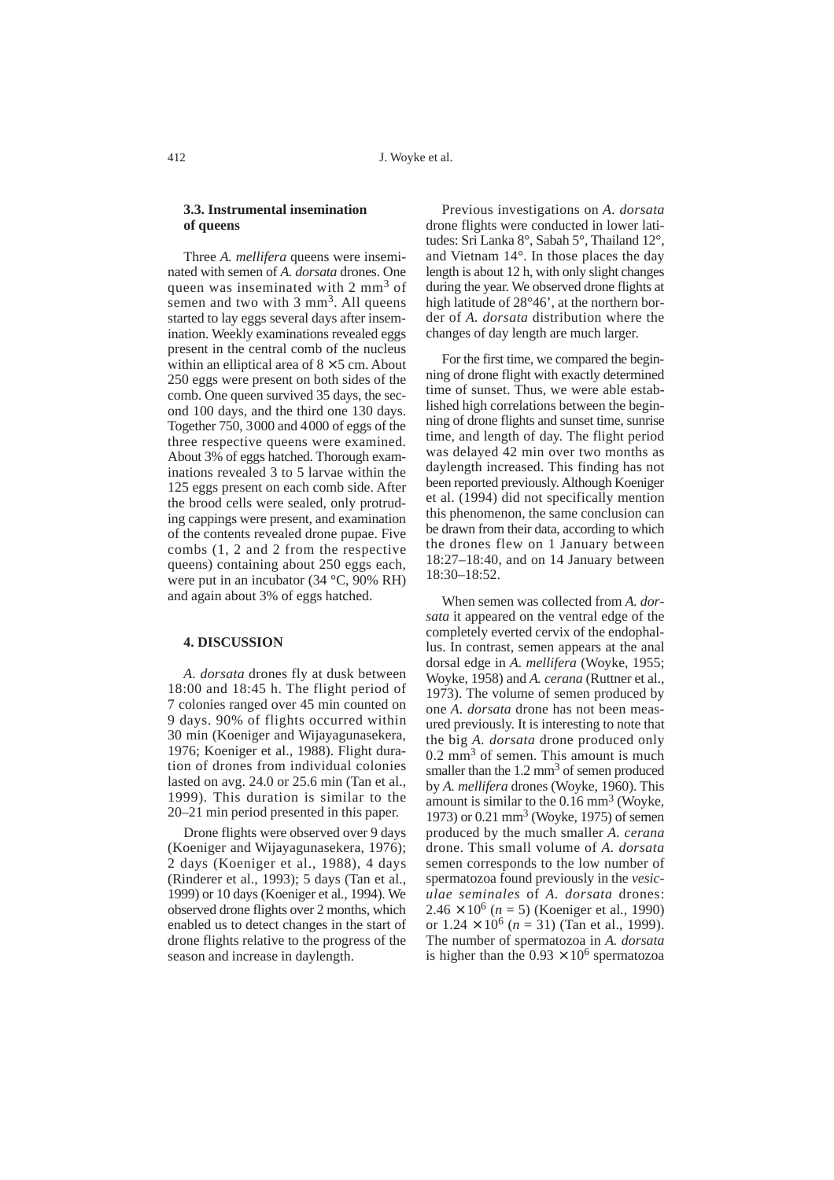### 3.3. Instrumental insemination of queens

Three *A. mellifera* queens were inseminated with semen of *A. dorsata* drones. One queen was inseminated with 2 $mm^3$ of semen and two with 3 $mm^3$. All queens started to lay eggs several days after insemination. Weekly examinations revealed eggs present in the central comb of the nucleus within an elliptical area of $8 \times 5$ cm. About 250 eggs were present on both sides of the comb. One queen survived 35 days, the second 100 days, and the third one 130 days. Together 750, 3000 and 4000 of eggs of the three respective queens were examined. About 3% of eggs hatched. Thorough examinations revealed 3 to 5 larvae within the 125 eggs present on each comb side. After the brood cells were sealed, only protruding cappings were present, and examination of the contents revealed drone pupae. Five combs (1, 2 and 2 from the respective queens) containing about 250 eggs each, were put in an incubator (34 °C, 90% RH) and again about 3% of eggs hatched.

## 4. DISCUSSION

*A. dorsata* drones fly at dusk between 18:00 and 18:45 h. The flight period of 7 colonies ranged over 45 min counted on 9 days. 90% of flights occurred within 30 min (Koeniger and Wijayagunasekera, 1976; Koeniger et al., 1988). Flight duration of drones from individual colonies lasted on avg. 24.0 or 25.6 min (Tan et al., 1999). This duration is similar to the 20–21 min period presented in this paper.

Drone flights were observed over 9 days (Koeniger and Wijayagunasekera, 1976); 2 days (Koeniger et al., 1988), 4 days (Rinderer et al., 1993); 5 days (Tan et al., 1999) or 10 days (Koeniger et al., 1994). We observed drone flights over 2 months, which enabled us to detect changes in the start of drone flights relative to the progress of the season and increase in daylength.

Previous investigations on *A. dorsata* drone flights were conducted in lower latitudes: Sri Lanka 8°, Sabah 5°, Thailand 12°, and Vietnam 14°. In those places the day length is about 12 h, with only slight changes during the year. We observed drone flights at high latitude of 28°46', at the northern border of *A. dorsata* distribution where the changes of day length are much larger.

For the first time, we compared the beginning of drone flight with exactly determined time of sunset. Thus, we were able established high correlations between the beginning of drone flights and sunset time, sunrise time, and length of day. The flight period was delayed 42 min over two months as daylength increased. This finding has not been reported previously. Although Koeniger et al. (1994) did not specifically mention this phenomenon, the same conclusion can be drawn from their data, according to which the drones flew on 1 January between 18:27–18:40, and on 14 January between 18:30–18:52.

When semen was collected from *A. dorsata* it appeared on the ventral edge of the completely everted cervix of the endophallus. In contrast, semen appears at the anal dorsal edge in *A. mellifera* (Woyke, 1955; Woyke, 1958) and *A. cerana* (Ruttner et al., 1973). The volume of semen produced by one *A. dorsata* drone has not been measured previously. It is interesting to note that the big *A. dorsata* drone produced only 0.2 $mm^3$ of semen. This amount is much smaller than the 1.2 $mm^3$ of semen produced by *A. mellifera* drones (Woyke, 1960). This amount is similar to the 0.16 $mm^3$ (Woyke, 1973) or 0.21 $mm^3$ (Woyke, 1975) of semen produced by the much smaller *A. cerana* drone. This small volume of *A. dorsata* semen corresponds to the low number of spermatozoa found previously in the *vesiculae seminales* of *A. dorsata* drones: $2.46 \times 10^6$ ($n = 5$) (Koeniger et al., 1990) or $1.24 \times 10^6$ ($n = 31$) (Tan et al., 1999). The number of spermatozoa in *A. dorsata* is higher than the $0.93 \times 10^6$ spermatozoa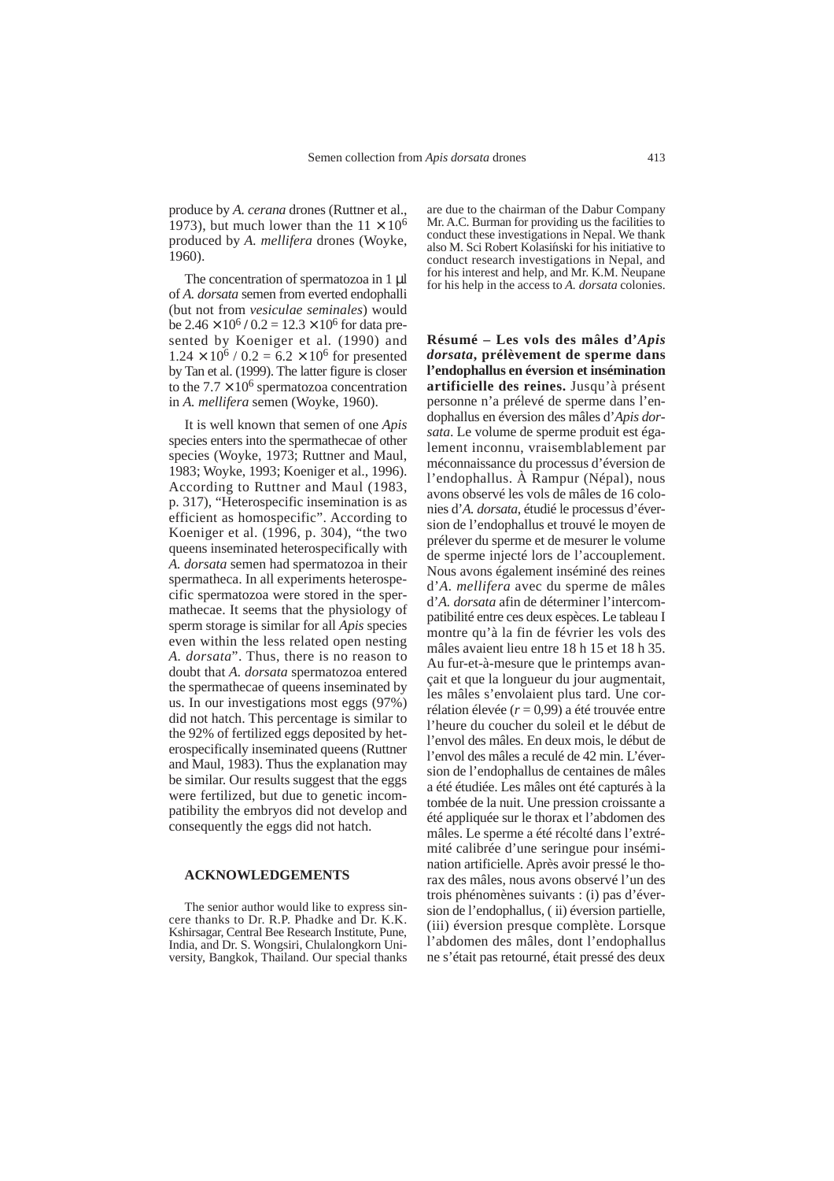produce by *A. cerana* drones (Ruttner et al., 1973), but much lower than the $11 \times 10^6$ produced by *A. mellifera* drones (Woyke, 1960).

The concentration of spermatozoa in 1 μl of *A. dorsata* semen from everted endophalli (but not from *vesiculae seminales*) would be $2.46 \times 10^6$ / 0.2 = $12.3 \times 10^6$ for data presented by Koeniger et al. (1990) and $1.24 \times 10^6$ / 0.2 = $6.2 \times 10^6$ for presented by Tan et al. (1999). The latter figure is closer to the $7.7 \times 10^6$ spermatozoa concentration in *A. mellifera* semen (Woyke, 1960).

It is well known that semen of one *Apis* species enters into the spermathecae of other species (Woyke, 1973; Ruttner and Maul, 1983; Woyke, 1993; Koeniger et al., 1996). According to Ruttner and Maul (1983, p. 317), "Heterospecific insemination is as efficient as homospecific". According to Koeniger et al. (1996, p. 304), "the two queens inseminated heterospecifically with *A. dorsata* semen had spermatozoa in their spermatheca. In all experiments heterospecific spermatozoa were stored in the spermathecae. It seems that the physiology of sperm storage is similar for all *Apis* species even within the less related open nesting *A. dorsata*". Thus, there is no reason to doubt that *A. dorsata* spermatozoa entered the spermathecae of queens inseminated by us. In our investigations most eggs (97%) did not hatch. This percentage is similar to the 92% of fertilized eggs deposited by heterospecifically inseminated queens (Ruttner and Maul, 1983). Thus the explanation may be similar. Our results suggest that the eggs were fertilized, but due to genetic incompatibility the embryos did not develop and consequently the eggs did not hatch.

## ACKNOWLEDGEMENTS

The senior author would like to express sincere thanks to Dr. R.P. Phadke and Dr. K.K. Kshirsagar, Central Bee Research Institute, Pune, India, and Dr. S. Wongsiri, Chulalongkorn University, Bangkok, Thailand. Our special thanks are due to the chairman of the Dabur Company Mr. A.C. Burman for providing us the facilities to conduct these investigations in Nepal. We thank also M. Sci Robert Kolasiński for his initiative to conduct research investigations in Nepal, and for his interest and help, and Mr. K.M. Neupane for his help in the access to *A. dorsata* colonies.

**Résumé – Les vols des mâles d'*Apis dorsata*, prélèvement de sperme dans l'endophallus en éversion et insémination artificielle des reines.** Jusqu'à présent personne n'a prélevé de sperme dans l'endophallus en éversion des mâles d'*Apis dorsata*. Le volume de sperme produit est également inconnu, vraisemblablement par méconnaissance du processus d'éversion de l'endophallus. À Rampur (Népal), nous avons observé les vols de mâles de 16 colonies d'*A. dorsata*, étudié le processus d'éversion de l'endophallus et trouvé le moyen de prélever du sperme et de mesurer le volume de sperme injecté lors de l'accouplement. Nous avons également inséminé des reines d'*A. mellifera* avec du sperme de mâles d'*A. dorsata* afin de déterminer l'intercompatibilité entre ces deux espèces. Le tableau I montre qu'à la fin de février les vols des mâles avaient lieu entre 18 h 15 et 18 h 35. Au fur-et-à-mesure que le printemps avançait et que la longueur du jour augmentait, les mâles s'envolaient plus tard. Une corrélation élevée ($r$ = 0,99) a été trouvée entre l'heure du coucher du soleil et le début de l'envol des mâles. En deux mois, le début de l'envol des mâles a reculé de 42 min. L'éversion de l'endophallus de centaines de mâles a été étudiée. Les mâles ont été capturés à la tombée de la nuit. Une pression croissante a été appliquée sur le thorax et l'abdomen des mâles. Le sperme a été récolté dans l'extrémité calibrée d'une seringue pour insémination artificielle. Après avoir pressé le thorax des mâles, nous avons observé l'un des trois phénomènes suivants : (i) pas d'éversion de l'endophallus, ( ii) éversion partielle, (iii) éversion presque complète. Lorsque l'abdomen des mâles, dont l'endophallus ne s'était pas retourné, était pressé des deux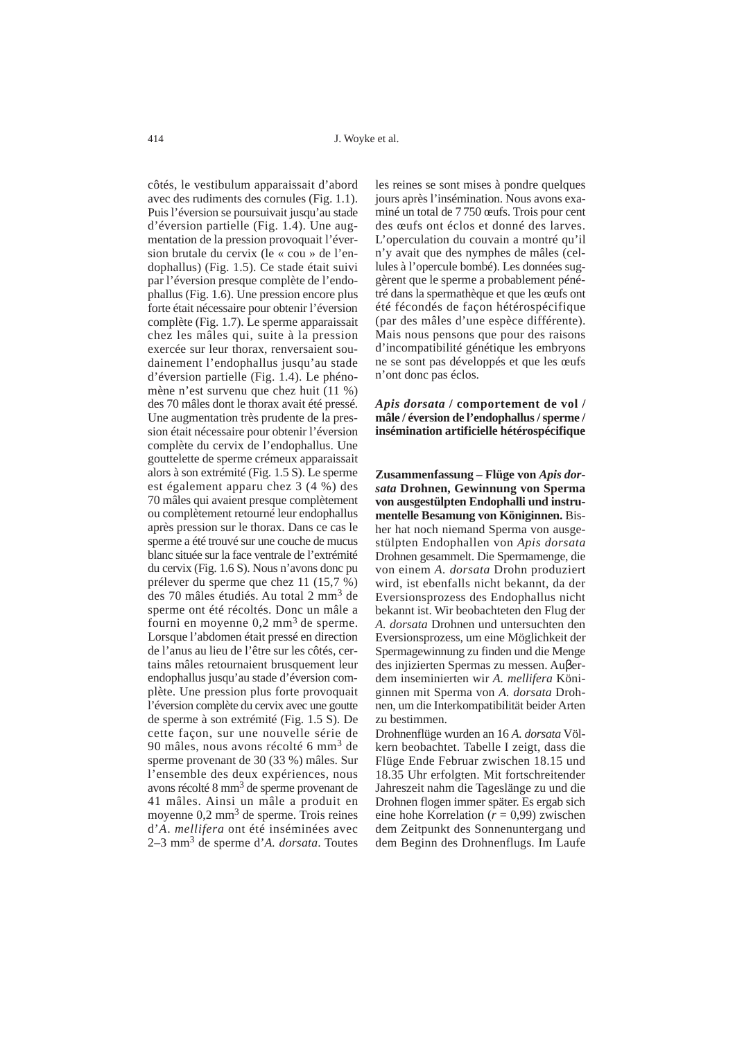côtés, le vestibulum apparaissait d'abord avec des rudiments des cornules (Fig. 1.1). Puis l'éversion se poursuivait jusqu'au stade d'éversion partielle (Fig. 1.4). Une augmentation de la pression provoquait l'éversion brutale du cervix (le « cou » de l'endophallus) (Fig. 1.5). Ce stade était suivi par l'éversion presque complète de l'endophallus (Fig. 1.6). Une pression encore plus forte était nécessaire pour obtenir l'éversion complète (Fig. 1.7). Le sperme apparaissait chez les mâles qui, suite à la pression exercée sur leur thorax, renversaient soudainement l'endophallus jusqu'au stade d'éversion partielle (Fig. 1.4). Le phénomène n'est survenu que chez huit (11 %) des 70 mâles dont le thorax avait été pressé. Une augmentation très prudente de la pression était nécessaire pour obtenir l'éversion complète du cervix de l'endophallus. Une gouttelette de sperme crémeux apparaissait alors à son extrémité (Fig. 1.5 S). Le sperme est également apparu chez 3 (4 %) des 70 mâles qui avaient presque complètement ou complètement retourné leur endophallus après pression sur le thorax. Dans ce cas le sperme a été trouvé sur une couche de mucus blanc située sur la face ventrale de l'extrémité du cervix (Fig. 1.6 S). Nous n'avons donc pu prélever du sperme que chez 11 (15,7 %) des 70 mâles étudiés. Au total 2 mm$^3$ de sperme ont été récoltés. Donc un mâle a fourni en moyenne 0,2 mm$^3$ de sperme. Lorsque l'abdomen était pressé en direction de l'anus au lieu de l'être sur les côtés, certains mâles retournaient brusquement leur endophallus jusqu'au stade d'éversion complète. Une pression plus forte provoquait l'éversion complète du cervix avec une goutte de sperme à son extrémité (Fig. 1.5 S). De cette façon, sur une nouvelle série de 90 mâles, nous avons récolté 6 mm$^3$ de sperme provenant de 30 (33 %) mâles. Sur l'ensemble des deux expériences, nous avons récolté 8 mm$^3$ de sperme provenant de 41 mâles. Ainsi un mâle a produit en moyenne 0,2 mm$^3$ de sperme. Trois reines d'*A. mellifera* ont été inséminées avec 2–3 mm$^3$ de sperme d'*A. dorsata*. Toutes les reines se sont mises à pondre quelques jours après l'insémination. Nous avons examiné un total de 7 750 œufs. Trois pour cent des œufs ont éclos et donné des larves. L'operculation du couvain a montré qu'il n'y avait que des nymphes de mâles (cellules à l'opercule bombé). Les données suggèrent que le sperme a probablement pénétré dans la spermathèque et que les œufs ont été fécondés de façon hétérospécifique (par des mâles d'une espèce différente). Mais nous pensons que pour des raisons d'incompatibilité génétique les embryons ne se sont pas développés et que les œufs n'ont donc pas éclos.

***Apis dorsata* / comportement de vol / mâle / éversion de l'endophallus / sperme / insémination artificielle hétérospécifique**

**Zusammenfassung – Flüge von *Apis dorsata* Drohnen, Gewinnung von Sperma von ausgestülpten Endophalli und instrumentelle Besamung von Königinnen.** Bisher hat noch niemand Sperma von ausgestülpten Endophallen von *Apis dorsata* Drohnen gesammelt. Die Spermamenge, die von einem *A. dorsata* Drohn produziert wird, ist ebenfalls nicht bekannt, da der Eversionsprozess des Endophallus nicht bekannt ist. Wir beobachteten den Flug der *A. dorsata* Drohnen und untersuchten den Eversionsprozess, um eine Möglichkeit der Spermagewinnung zu finden und die Menge des injizierten Spermas zu messen. Außerdem inseminierten wir *A. mellifera* Königinnen mit Sperma von *A. dorsata* Drohnen, um die Interkompatibilität beider Arten zu bestimmen.

Drohnenflüge wurden an 16 *A. dorsata* Völkern beobachtet. Tabelle I zeigt, dass die Flüge Ende Februar zwischen 18.15 und 18.35 Uhr erfolgten. Mit fortschreitender Jahreszeit nahm die Tageslänge zu und die Drohnen flogen immer später. Es ergab sich eine hohe Korrelation ($r$ = 0,99) zwischen dem Zeitpunkt des Sonnenuntergang und dem Beginn des Drohnenflugs. Im Laufe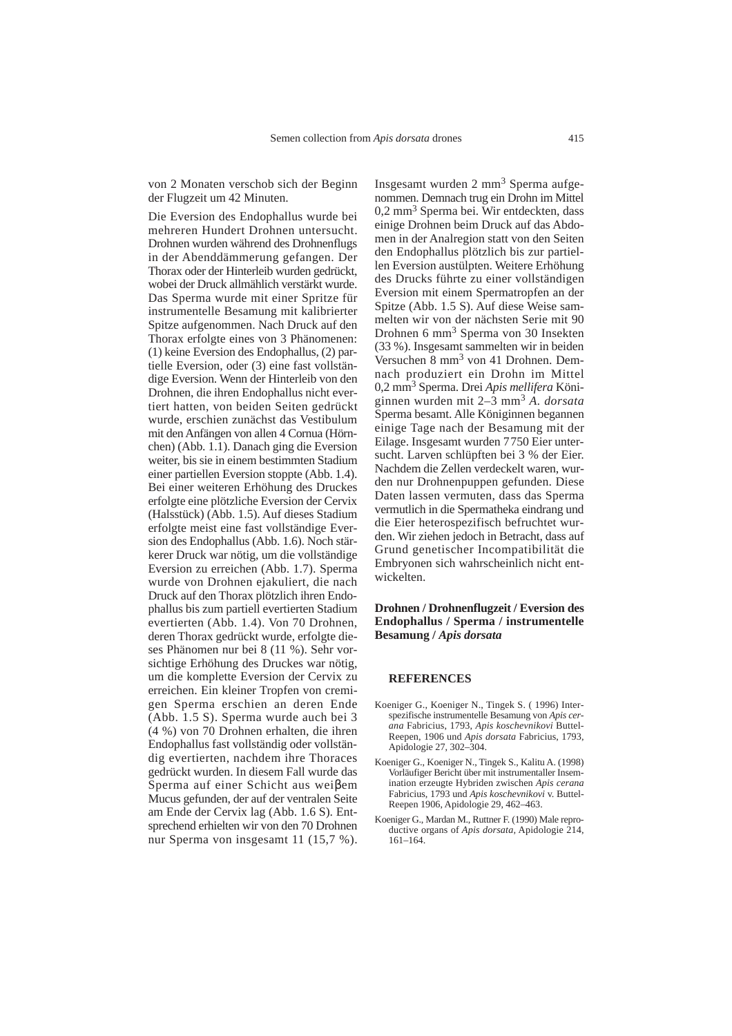von 2 Monaten verschob sich der Beginn der Flugzeit um 42 Minuten.

Die Eversion des Endophallus wurde bei mehreren Hundert Drohnen untersucht. Drohnen wurden während des Drohnenflugs in der Abenddämmerung gefangen. Der Thorax oder der Hinterleib wurden gedrückt, wobei der Druck allmählich verstärkt wurde. Das Sperma wurde mit einer Spritze für instrumentelle Besamung mit kalibrierter Spitze aufgenommen. Nach Druck auf den Thorax erfolgte eines von 3 Phänomenen: (1) keine Eversion des Endophallus, (2) partielle Eversion, oder (3) eine fast vollständige Eversion. Wenn der Hinterleib von den Drohnen, die ihren Endophallus nicht evertiert hatten, von beiden Seiten gedrückt wurde, erschien zunächst das Vestibulum mit den Anfängen von allen 4 Cornua (Hörnchen) (Abb. 1.1). Danach ging die Eversion weiter, bis sie in einem bestimmten Stadium einer partiellen Eversion stoppte (Abb. 1.4). Bei einer weiteren Erhöhung des Druckes erfolgte eine plötzliche Eversion der Cervix (Halsstück) (Abb. 1.5). Auf dieses Stadium erfolgte meist eine fast vollständige Eversion des Endophallus (Abb. 1.6). Noch stärkerer Druck war nötig, um die vollständige Eversion zu erreichen (Abb. 1.7). Sperma wurde von Drohnen ejakuliert, die nach Druck auf den Thorax plötzlich ihren Endophallus bis zum partiell evertierten Stadium evertierten (Abb. 1.4). Von 70 Drohnen, deren Thorax gedrückt wurde, erfolgte dieses Phänomen nur bei 8 (11 %). Sehr vorsichtige Erhöhung des Druckes war nötig, um die komplette Eversion der Cervix zu erreichen. Ein kleiner Tropfen von cremigen Sperma erschien an deren Ende (Abb. 1.5 S). Sperma wurde auch bei 3 (4 %) von 70 Drohnen erhalten, die ihren Endophallus fast vollständig oder vollständig evertierten, nachdem ihre Thoraces gedrückt wurden. In diesem Fall wurde das Sperma auf einer Schicht aus weiβem Mucus gefunden, der auf der ventralen Seite am Ende der Cervix lag (Abb. 1.6 S). Entsprechend erhielten wir von den 70 Drohnen nur Sperma von insgesamt 11 (15,7 %). Insgesamt wurden 2 mm$^3$ Sperma aufgenommen. Demnach trug ein Drohn im Mittel 0,2 mm$^3$ Sperma bei. Wir entdeckten, dass einige Drohnen beim Druck auf das Abdomen in der Analregion statt von den Seiten den Endophallus plötzlich bis zur partiellen Eversion austülpten. Weitere Erhöhung des Drucks führte zu einer vollständigen Eversion mit einem Spermatropfen an der Spitze (Abb. 1.5 S). Auf diese Weise sammelten wir von der nächsten Serie mit 90 Drohnen 6 mm$^3$ Sperma von 30 Insekten (33 %). Insgesamt sammelten wir in beiden Versuchen 8 mm$^3$ von 41 Drohnen. Demnach produziert ein Drohn im Mittel 0,2 mm$^3$ Sperma. Drei *Apis mellifera* Königinnen wurden mit 2–3 mm$^3$ *A. dorsata* Sperma besamt. Alle Königinnen begannen einige Tage nach der Besamung mit der Eilage. Insgesamt wurden 7750 Eier untersucht. Larven schlüpften bei 3 % der Eier. Nachdem die Zellen verdeckelt waren, wurden nur Drohnenpuppen gefunden. Diese Daten lassen vermuten, dass das Sperma vermutlich in die Spermatheka eindrang und die Eier heterospezifisch befruchtet wurden. Wir ziehen jedoch in Betracht, dass auf Grund genetischer Incompatibilität die Embryonen sich wahrscheinlich nicht entwickelten.

**Drohnen / Drohnenflugzeit / Eversion des Endophallus / Sperma / instrumentelle Besamung / *Apis dorsata***

## REFERENCES

Koeniger G., Koeniger N., Tingek S. ( 1996) Interspezifische instrumentelle Besamung von *Apis cerana* Fabricius, 1793, *Apis koschevnikovi* Buttel-Reepen, 1906 und *Apis dorsata* Fabricius, 1793, Apidologie 27, 302–304.

Koeniger G., Koeniger N., Tingek S., Kalitu A. (1998) Vorläufiger Bericht über mit instrumentaller Inseminationerzeugte Hybriden zwischen *Apis cerana* Fabricius, 1793 und *Apis koschevnikovi* v. Buttel-Reepen 1906, Apidologie 29, 462–463.

Koeniger G., Mardan M., Ruttner F. (1990) Male reproductive organs of *Apis dorsata*, Apidologie 214, 161–164.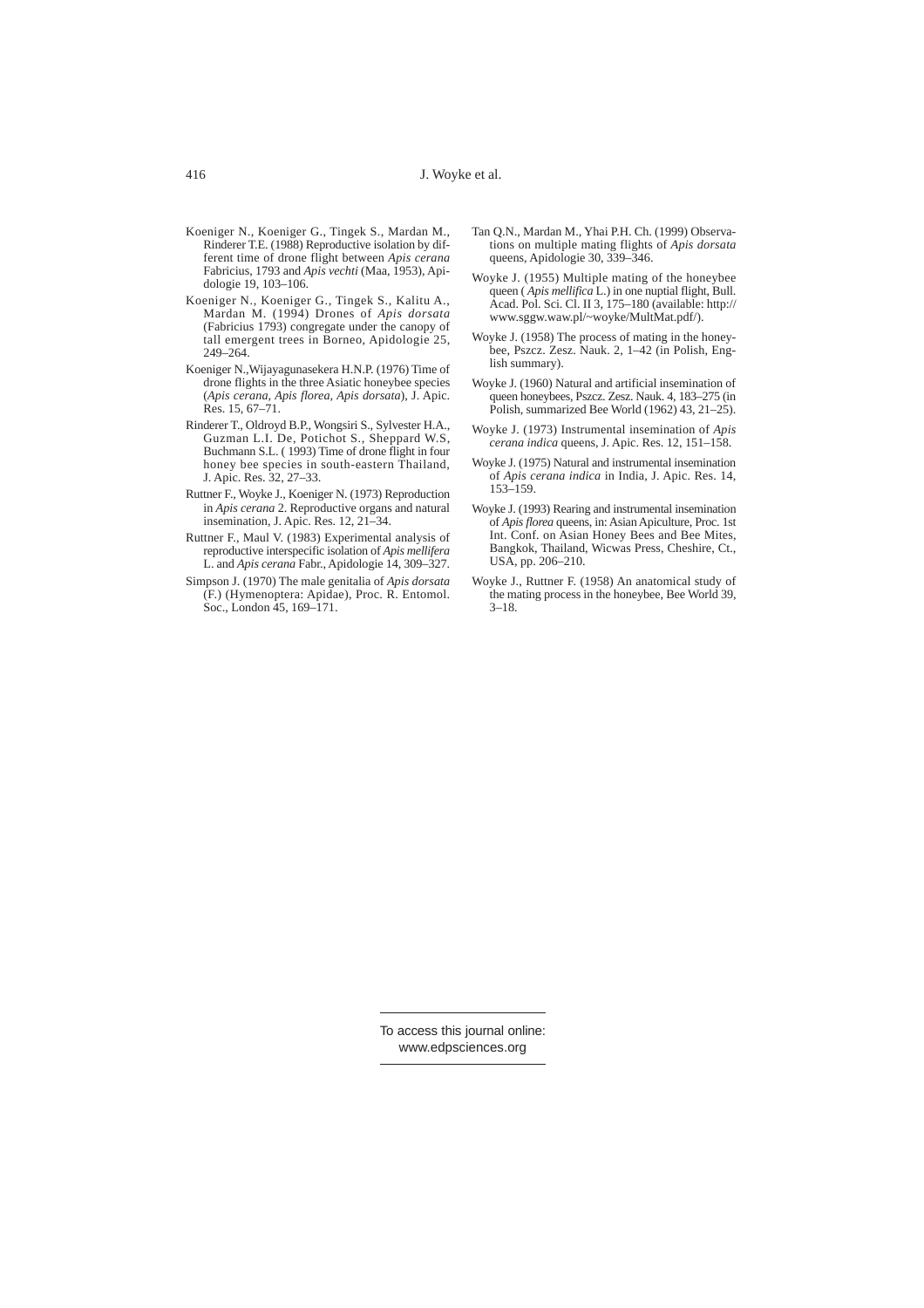Koeniger N., Koeniger G., Tingek S., Mardan M., Rinderer T.E. (1988) Reproductive isolation by different time of drone flight between *Apis cerana* Fabricius, 1793 and *Apis vechti* (Maa, 1953), Apidologie 19, 103–106.

Koeniger N., Koeniger G., Tingek S., Kalitu A., Mardan M. (1994) Drones of *Apis dorsata* (Fabricius 1793) congregate under the canopy of tall emergent trees in Borneo, Apidologie 25, 249–264.

Koeniger N.,Wijayagunasekera H.N.P. (1976) Time of drone flights in the three Asiatic honeybee species (*Apis cerana, Apis florea, Apis dorsata*), J. Apic. Res. 15, 67–71.

Rinderer T., Oldroyd B.P., Wongsiri S., Sylvester H.A., Guzman L.I. De, Potichot S., Sheppard W.S, Buchmann S.L. ( 1993) Time of drone flight in four honey bee species in south-eastern Thailand, J. Apic. Res. 32, 27–33.

Ruttner F., Woyke J., Koeniger N. (1973) Reproduction in *Apis cerana* 2. Reproductive organs and natural insemination, J. Apic. Res. 12, 21–34.

Ruttner F., Maul V. (1983) Experimental analysis of reproductive interspecific isolation of *Apis mellifera* L. and *Apis cerana* Fabr., Apidologie 14, 309–327.

Simpson J. (1970) The male genitalia of *Apis dorsata* (F.) (Hymenoptera: Apidae), Proc. R. Entomol. Soc., London 45, 169–171.

Tan Q.N., Mardan M., Yhai P.H. Ch. (1999) Observations on multiple mating flights of *Apis dorsata* queens, Apidologie 30, 339–346.

Woyke J. (1955) Multiple mating of the honeybee queen ( *Apis mellifica* L.) in one nuptial flight, Bull. Acad. Pol. Sci. Cl. II 3, 175–180 (available: http://www.sggw.waw.pl/~woyke/MultMat.pdf/).

Woyke J. (1958) The process of mating in the honeybee, Pszcz. Zesz. Nauk. 2, 1–42 (in Polish, English summary).

Woyke J. (1960) Natural and artificial insemination of queen honeybees, Pszcz. Zesz. Nauk. 4, 183–275 (in Polish, summarized Bee World (1962) 43, 21–25).

Woyke J. (1973) Instrumental insemination of *Apis cerana indica* queens, J. Apic. Res. 12, 151–158.

Woyke J. (1975) Natural and instrumental insemination of *Apis cerana indica* in India, J. Apic. Res. 14, 153–159.

Woyke J. (1993) Rearing and instrumental insemination of *Apis florea* queens, in: Asian Apiculture, Proc. 1st Int. Conf. on Asian Honey Bees and Bee Mites, Bangkok, Thailand, Wicwas Press, Cheshire, Ct., USA, pp. 206–210.

Woyke J., Ruttner F. (1958) An anatomical study of the mating process in the honeybee, Bee World 39, 3–18.

To access this journal online:
www.edpsciences.org